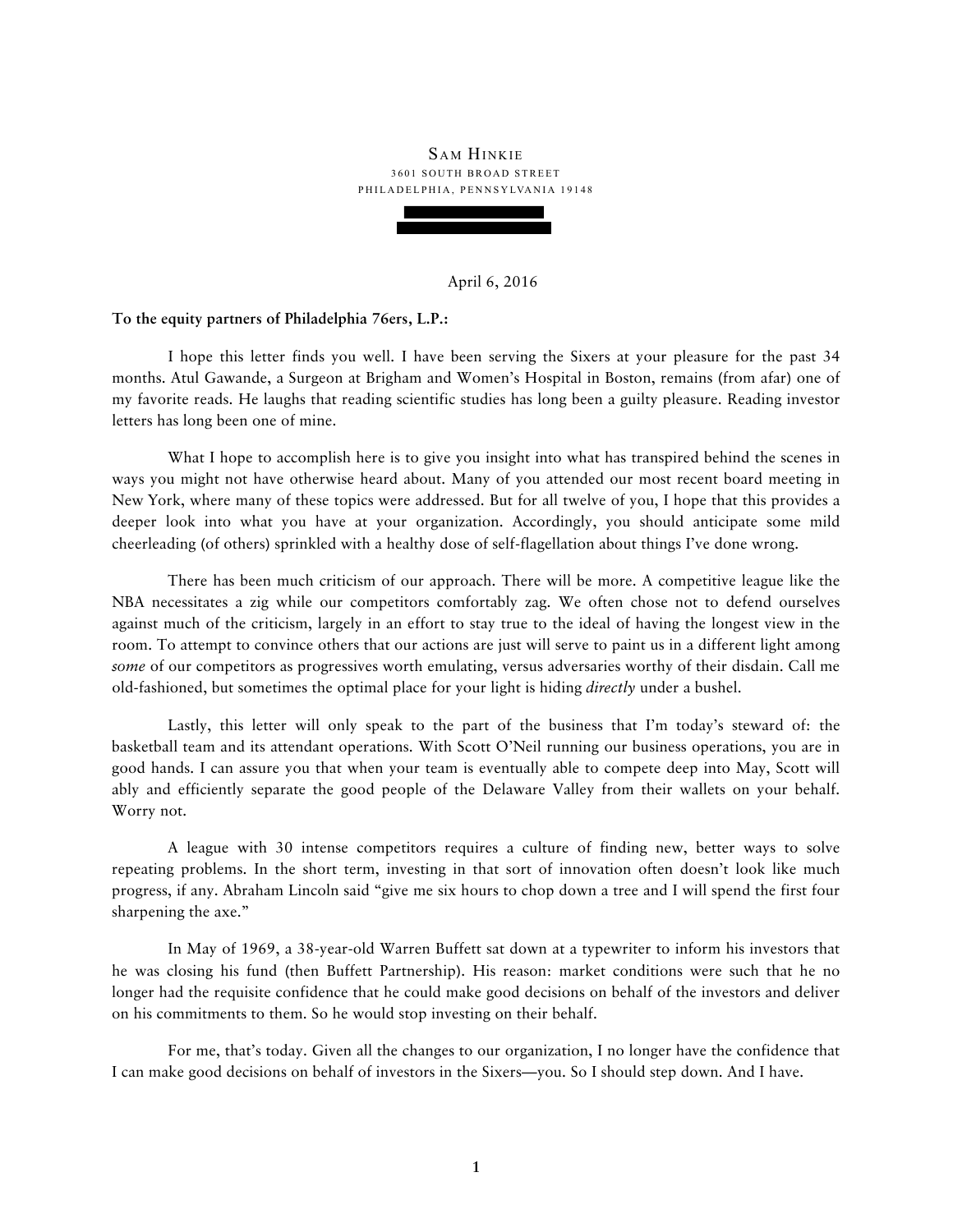SAM HINKIE
3601 SOUTH BROAD STREET
PHILADELPHIA, PENNSYLVANIA 19148

April 6, 2016

**To the equity partners of Philadelphia 76ers, L.P.:**

I hope this letter finds you well. I have been serving the Sixers at your pleasure for the past 34 months. Atul Gawande, a Surgeon at Brigham and Women's Hospital in Boston, remains (from afar) one of my favorite reads. He laughs that reading scientific studies has long been a guilty pleasure. Reading investor letters has long been one of mine.

What I hope to accomplish here is to give you insight into what has transpired behind the scenes in ways you might not have otherwise heard about. Many of you attended our most recent board meeting in New York, where many of these topics were addressed. But for all twelve of you, I hope that this provides a deeper look into what you have at your organization. Accordingly, you should anticipate some mild cheerleading (of others) sprinkled with a healthy dose of self-flagellation about things I've done wrong.

There has been much criticism of our approach. There will be more. A competitive league like the NBA necessitates a zig while our competitors comfortably zag. We often chose not to defend ourselves against much of the criticism, largely in an effort to stay true to the ideal of having the longest view in the room. To attempt to convince others that our actions are just will serve to paint us in a different light among *some* of our competitors as progressives worth emulating, versus adversaries worthy of their disdain. Call me old-fashioned, but sometimes the optimal place for your light is hiding *directly* under a bushel.

Lastly, this letter will only speak to the part of the business that I'm today's steward of: the basketball team and its attendant operations. With Scott O'Neil running our business operations, you are in good hands. I can assure you that when your team is eventually able to compete deep into May, Scott will ably and efficiently separate the good people of the Delaware Valley from their wallets on your behalf. Worry not.

A league with 30 intense competitors requires a culture of finding new, better ways to solve repeating problems. In the short term, investing in that sort of innovation often doesn't look like much progress, if any. Abraham Lincoln said "give me six hours to chop down a tree and I will spend the first four sharpening the axe."

In May of 1969, a 38-year-old Warren Buffett sat down at a typewriter to inform his investors that he was closing his fund (then Buffett Partnership). His reason: market conditions were such that he no longer had the requisite confidence that he could make good decisions on behalf of the investors and deliver on his commitments to them. So he would stop investing on their behalf.

For me, that's today. Given all the changes to our organization, I no longer have the confidence that I can make good decisions on behalf of investors in the Sixers—you. So I should step down. And I have.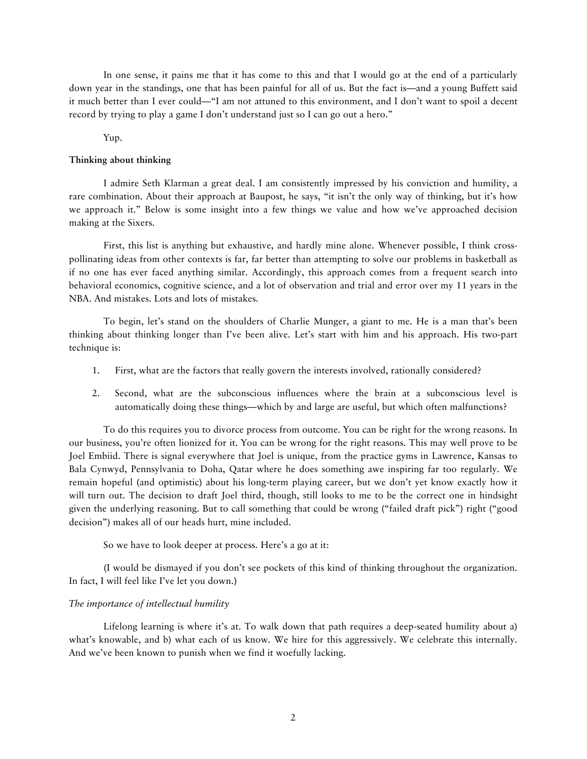In one sense, it pains me that it has come to this and that I would go at the end of a particularly down year in the standings, one that has been painful for all of us. But the fact is—and a young Buffett said it much better than I ever could—"I am not attuned to this environment, and I don't want to spoil a decent record by trying to play a game I don't understand just so I can go out a hero."

Yup.

**Thinking about thinking**

I admire Seth Klarman a great deal. I am consistently impressed by his conviction and humility, a rare combination. About their approach at Baupost, he says, "it isn't the only way of thinking, but it's how we approach it." Below is some insight into a few things we value and how we've approached decision making at the Sixers.

First, this list is anything but exhaustive, and hardly mine alone. Whenever possible, I think cross-pollinating ideas from other contexts is far, far better than attempting to solve our problems in basketball as if no one has ever faced anything similar. Accordingly, this approach comes from a frequent search into behavioral economics, cognitive science, and a lot of observation and trial and error over my 11 years in the NBA. And mistakes. Lots and lots of mistakes.

To begin, let's stand on the shoulders of Charlie Munger, a giant to me. He is a man that's been thinking about thinking longer than I've been alive. Let's start with him and his approach. His two-part technique is:

1. First, what are the factors that really govern the interests involved, rationally considered?
2. Second, what are the subconscious influences where the brain at a subconscious level is automatically doing these things—which by and large are useful, but which often malfunctions?

To do this requires you to divorce process from outcome. You can be right for the wrong reasons. In our business, you're often lionized for it. You can be wrong for the right reasons. This may well prove to be Joel Embiid. There is signal everywhere that Joel is unique, from the practice gyms in Lawrence, Kansas to Bala Cynwyd, Pennsylvania to Doha, Qatar where he does something awe inspiring far too regularly. We remain hopeful (and optimistic) about his long-term playing career, but we don't yet know exactly how it will turn out. The decision to draft Joel third, though, still looks to me to be the correct one in hindsight given the underlying reasoning. But to call something that could be wrong ("failed draft pick") right ("good decision") makes all of our heads hurt, mine included.

So we have to look deeper at process. Here's a go at it:

(I would be dismayed if you don't see pockets of this kind of thinking throughout the organization. In fact, I will feel like I've let you down.)

*The importance of intellectual humility*

Lifelong learning is where it's at. To walk down that path requires a deep-seated humility about a) what's knowable, and b) what each of us know. We hire for this aggressively. We celebrate this internally. And we've been known to punish when we find it woefully lacking.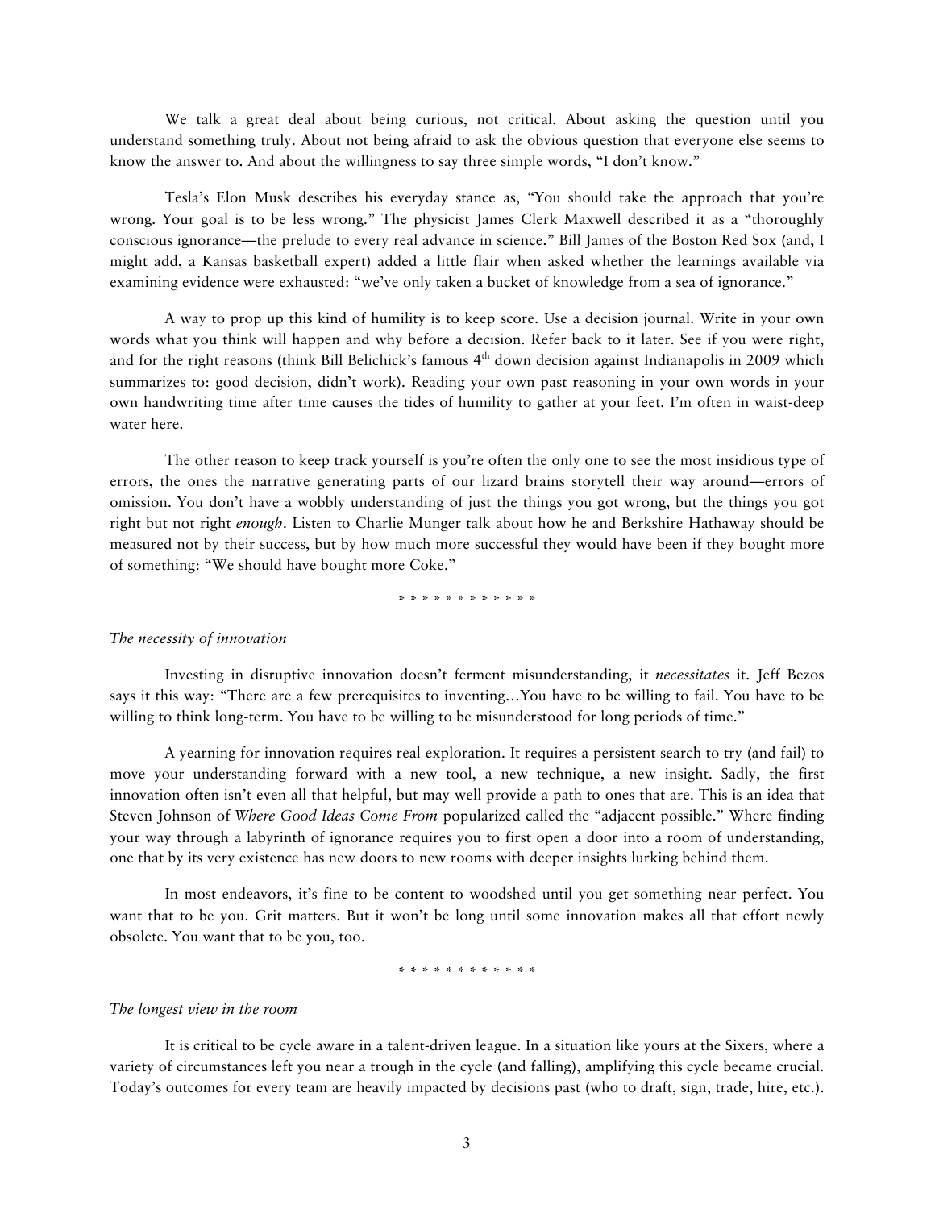We talk a great deal about being curious, not critical. About asking the question until you understand something truly. About not being afraid to ask the obvious question that everyone else seems to know the answer to. And about the willingness to say three simple words, "I don't know."

Tesla's Elon Musk describes his everyday stance as, "You should take the approach that you're wrong. Your goal is to be less wrong." The physicist James Clerk Maxwell described it as a "thoroughly conscious ignorance—the prelude to every real advance in science." Bill James of the Boston Red Sox (and, I might add, a Kansas basketball expert) added a little flair when asked whether the learnings available via examining evidence were exhausted: "we've only taken a bucket of knowledge from a sea of ignorance."

A way to prop up this kind of humility is to keep score. Use a decision journal. Write in your own words what you think will happen and why before a decision. Refer back to it later. See if you were right, and for the right reasons (think Bill Belichick's famous 4th down decision against Indianapolis in 2009 which summarizes to: good decision, didn't work). Reading your own past reasoning in your own words in your own handwriting time after time causes the tides of humility to gather at your feet. I'm often in waist-deep water here.

The other reason to keep track yourself is you're often the only one to see the most insidious type of errors, the ones the narrative generating parts of our lizard brains storytell their way around—errors of omission. You don't have a wobbly understanding of just the things you got wrong, but the things you got right but not right *enough*. Listen to Charlie Munger talk about how he and Berkshire Hathaway should be measured not by their success, but by how much more successful they would have been if they bought more of something: "We should have bought more Coke."

* * * * * * * * * * * *

*The necessity of innovation*

Investing in disruptive innovation doesn't ferment misunderstanding, it *necessitates* it. Jeff Bezos says it this way: "There are a few prerequisites to inventing…You have to be willing to fail. You have to be willing to think long-term. You have to be willing to be misunderstood for long periods of time."

A yearning for innovation requires real exploration. It requires a persistent search to try (and fail) to move your understanding forward with a new tool, a new technique, a new insight. Sadly, the first innovation often isn't even all that helpful, but may well provide a path to ones that are. This is an idea that Steven Johnson of *Where Good Ideas Come From* popularized called the "adjacent possible." Where finding your way through a labyrinth of ignorance requires you to first open a door into a room of understanding, one that by its very existence has new doors to new rooms with deeper insights lurking behind them.

In most endeavors, it's fine to be content to woodshed until you get something near perfect. You want that to be you. Grit matters. But it won't be long until some innovation makes all that effort newly obsolete. You want that to be you, too.

* * * * * * * * * * * *

*The longest view in the room*

It is critical to be cycle aware in a talent-driven league. In a situation like yours at the Sixers, where a variety of circumstances left you near a trough in the cycle (and falling), amplifying this cycle became crucial. Today's outcomes for every team are heavily impacted by decisions past (who to draft, sign, trade, hire, etc.).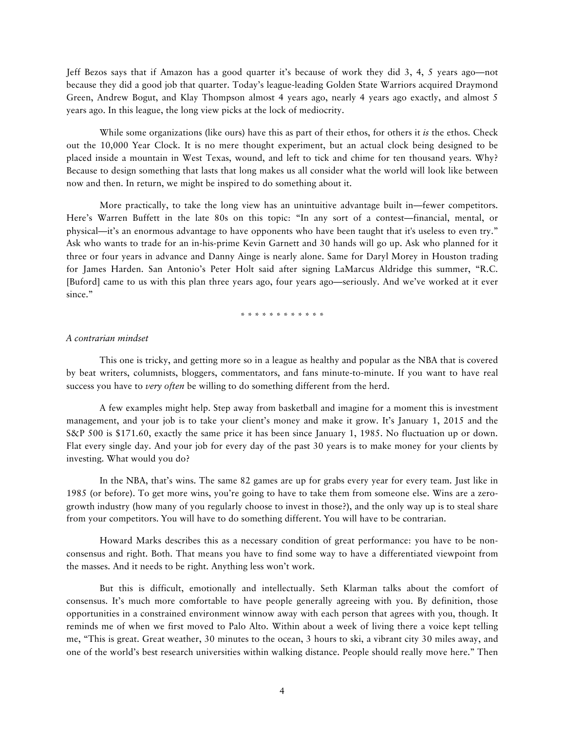Jeff Bezos says that if Amazon has a good quarter it's because of work they did 3, 4, 5 years ago—not because they did a good job that quarter. Today's league-leading Golden State Warriors acquired Draymond Green, Andrew Bogut, and Klay Thompson almost 4 years ago, nearly 4 years ago exactly, and almost 5 years ago. In this league, the long view picks at the lock of mediocrity.

While some organizations (like ours) have this as part of their ethos, for others it *is* the ethos. Check out the 10,000 Year Clock. It is no mere thought experiment, but an actual clock being designed to be placed inside a mountain in West Texas, wound, and left to tick and chime for ten thousand years. Why? Because to design something that lasts that long makes us all consider what the world will look like between now and then. In return, we might be inspired to do something about it.

More practically, to take the long view has an unintuitive advantage built in—fewer competitors. Here's Warren Buffett in the late 80s on this topic: "In any sort of a contest—financial, mental, or physical—it's an enormous advantage to have opponents who have been taught that it's useless to even try." Ask who wants to trade for an in-his-prime Kevin Garnett and 30 hands will go up. Ask who planned for it three or four years in advance and Danny Ainge is nearly alone. Same for Daryl Morey in Houston trading for James Harden. San Antonio's Peter Holt said after signing LaMarcus Aldridge this summer, "R.C. [Buford] came to us with this plan three years ago, four years ago—seriously. And we've worked at it ever since."

* * * * * * * * * * * *

*A contrarian mindset*

This one is tricky, and getting more so in a league as healthy and popular as the NBA that is covered by beat writers, columnists, bloggers, commentators, and fans minute-to-minute. If you want to have real success you have to *very often* be willing to do something different from the herd.

A few examples might help. Step away from basketball and imagine for a moment this is investment management, and your job is to take your client's money and make it grow. It's January 1, 2015 and the S&P 500 is $171.60, exactly the same price it has been since January 1, 1985. No fluctuation up or down. Flat every single day. And your job for every day of the past 30 years is to make money for your clients by investing. What would you do?

In the NBA, that's wins. The same 82 games are up for grabs every year for every team. Just like in 1985 (or before). To get more wins, you're going to have to take them from someone else. Wins are a zero-growth industry (how many of you regularly choose to invest in those?), and the only way up is to steal share from your competitors. You will have to do something different. You will have to be contrarian.

Howard Marks describes this as a necessary condition of great performance: you have to be non-consensus and right. Both. That means you have to find some way to have a differentiated viewpoint from the masses. And it needs to be right. Anything less won't work.

But this is difficult, emotionally and intellectually. Seth Klarman talks about the comfort of consensus. It's much more comfortable to have people generally agreeing with you. By definition, those opportunities in a constrained environment winnow away with each person that agrees with you, though. It reminds me of when we first moved to Palo Alto. Within about a week of living there a voice kept telling me, "This is great. Great weather, 30 minutes to the ocean, 3 hours to ski, a vibrant city 30 miles away, and one of the world's best research universities within walking distance. People should really move here." Then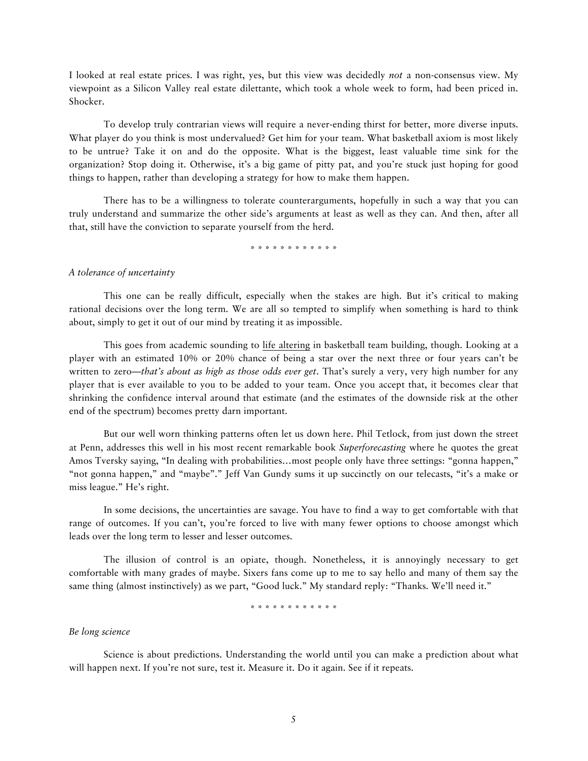I looked at real estate prices. I was right, yes, but this view was decidedly *not* a non-consensus view. My viewpoint as a Silicon Valley real estate dilettante, which took a whole week to form, had been priced in. Shocker.

To develop truly contrarian views will require a never-ending thirst for better, more diverse inputs. What player do you think is most undervalued? Get him for your team. What basketball axiom is most likely to be untrue? Take it on and do the opposite. What is the biggest, least valuable time sink for the organization? Stop doing it. Otherwise, it's a big game of pitty pat, and you're stuck just hoping for good things to happen, rather than developing a strategy for how to make them happen.

There has to be a willingness to tolerate counterarguments, hopefully in such a way that you can truly understand and summarize the other side's arguments at least as well as they can. And then, after all that, still have the conviction to separate yourself from the herd.

\* \* \* \* \* \* \* \* \* \* \* \*

*A tolerance of uncertainty*

This one can be really difficult, especially when the stakes are high. But it's critical to making rational decisions over the long term. We are all so tempted to simplify when something is hard to think about, simply to get it out of our mind by treating it as impossible.

This goes from academic sounding to <u>life altering</u> in basketball team building, though. Looking at a player with an estimated 10% or 20% chance of being a star over the next three or four years can't be written to zero—*that's about as high as those odds ever get*. That's surely a very, very high number for any player that is ever available to you to be added to your team. Once you accept that, it becomes clear that shrinking the confidence interval around that estimate (and the estimates of the downside risk at the other end of the spectrum) becomes pretty darn important.

But our well worn thinking patterns often let us down here. Phil Tetlock, from just down the street at Penn, addresses this well in his most recent remarkable book *Superforecasting* where he quotes the great Amos Tversky saying, "In dealing with probabilities…most people only have three settings: "gonna happen," "not gonna happen," and "maybe"." Jeff Van Gundy sums it up succinctly on our telecasts, "it's a make or miss league." He's right.

In some decisions, the uncertainties are savage. You have to find a way to get comfortable with that range of outcomes. If you can't, you're forced to live with many fewer options to choose amongst which leads over the long term to lesser and lesser outcomes.

The illusion of control is an opiate, though. Nonetheless, it is annoyingly necessary to get comfortable with many grades of maybe. Sixers fans come up to me to say hello and many of them say the same thing (almost instinctively) as we part, "Good luck." My standard reply: "Thanks. We'll need it."

\* \* \* \* \* \* \* \* \* \* \* \*

*Be long science*

Science is about predictions. Understanding the world until you can make a prediction about what will happen next. If you're not sure, test it. Measure it. Do it again. See if it repeats.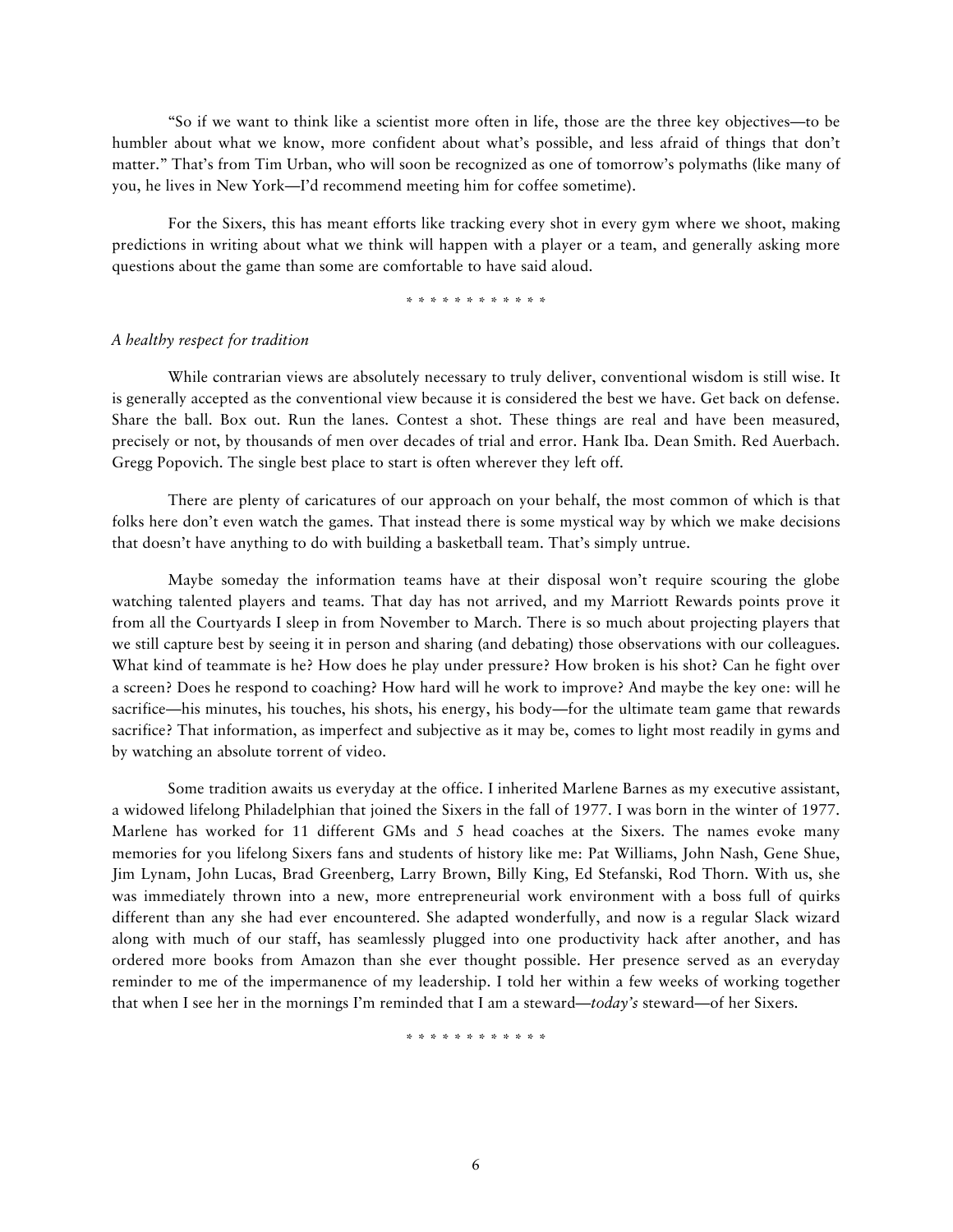"So if we want to think like a scientist more often in life, those are the three key objectives—to be humbler about what we know, more confident about what's possible, and less afraid of things that don't matter." That's from Tim Urban, who will soon be recognized as one of tomorrow's polymaths (like many of you, he lives in New York—I'd recommend meeting him for coffee sometime).

For the Sixers, this has meant efforts like tracking every shot in every gym where we shoot, making predictions in writing about what we think will happen with a player or a team, and generally asking more questions about the game than some are comfortable to have said aloud.

* * * * * * * * * * * *

*A healthy respect for tradition*

While contrarian views are absolutely necessary to truly deliver, conventional wisdom is still wise. It is generally accepted as the conventional view because it is considered the best we have. Get back on defense. Share the ball. Box out. Run the lanes. Contest a shot. These things are real and have been measured, precisely or not, by thousands of men over decades of trial and error. Hank Iba. Dean Smith. Red Auerbach. Gregg Popovich. The single best place to start is often wherever they left off.

There are plenty of caricatures of our approach on your behalf, the most common of which is that folks here don't even watch the games. That instead there is some mystical way by which we make decisions that doesn't have anything to do with building a basketball team. That's simply untrue.

Maybe someday the information teams have at their disposal won't require scouring the globe watching talented players and teams. That day has not arrived, and my Marriott Rewards points prove it from all the Courtyards I sleep in from November to March. There is so much about projecting players that we still capture best by seeing it in person and sharing (and debating) those observations with our colleagues. What kind of teammate is he? How does he play under pressure? How broken is his shot? Can he fight over a screen? Does he respond to coaching? How hard will he work to improve? And maybe the key one: will he sacrifice—his minutes, his touches, his shots, his energy, his body—for the ultimate team game that rewards sacrifice? That information, as imperfect and subjective as it may be, comes to light most readily in gyms and by watching an absolute torrent of video.

Some tradition awaits us everyday at the office. I inherited Marlene Barnes as my executive assistant, a widowed lifelong Philadelphian that joined the Sixers in the fall of 1977. I was born in the winter of 1977. Marlene has worked for 11 different GMs and 5 head coaches at the Sixers. The names evoke many memories for you lifelong Sixers fans and students of history like me: Pat Williams, John Nash, Gene Shue, Jim Lynam, John Lucas, Brad Greenberg, Larry Brown, Billy King, Ed Stefanski, Rod Thorn. With us, she was immediately thrown into a new, more entrepreneurial work environment with a boss full of quirks different than any she had ever encountered. She adapted wonderfully, and now is a regular Slack wizard along with much of our staff, has seamlessly plugged into one productivity hack after another, and has ordered more books from Amazon than she ever thought possible. Her presence served as an everyday reminder to me of the impermanence of my leadership. I told her within a few weeks of working together that when I see her in the mornings I'm reminded that I am a steward—*today's* steward—of her Sixers.

* * * * * * * * * * * *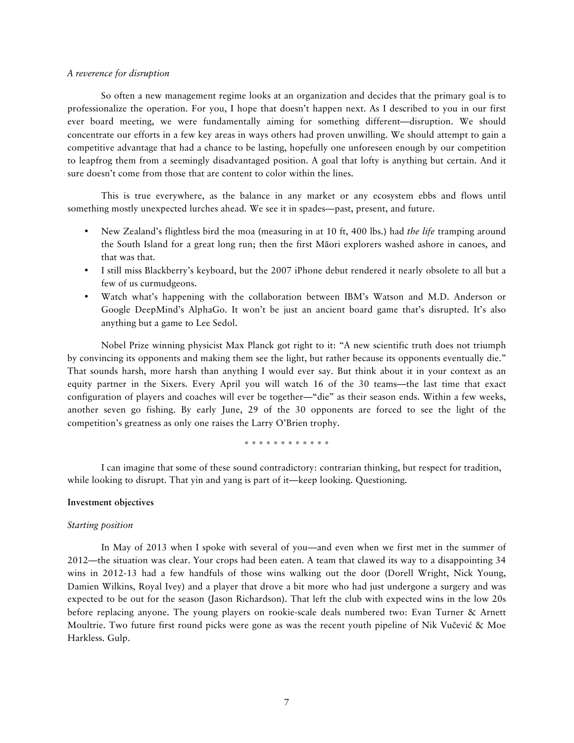*A reverence for disruption*

So often a new management regime looks at an organization and decides that the primary goal is to professionalize the operation. For you, I hope that doesn't happen next. As I described to you in our first ever board meeting, we were fundamentally aiming for something different—disruption. We should concentrate our efforts in a few key areas in ways others had proven unwilling. We should attempt to gain a competitive advantage that had a chance to be lasting, hopefully one unforeseen enough by our competition to leapfrog them from a seemingly disadvantaged position. A goal that lofty is anything but certain. And it sure doesn't come from those that are content to color within the lines.

This is true everywhere, as the balance in any market or any ecosystem ebbs and flows until something mostly unexpected lurches ahead. We see it in spades—past, present, and future.

- New Zealand's flightless bird the moa (measuring in at 10 ft, 400 lbs.) had *the life* tramping around the South Island for a great long run; then the first Māori explorers washed ashore in canoes, and that was that.
- I still miss Blackberry's keyboard, but the 2007 iPhone debut rendered it nearly obsolete to all but a few of us curmudgeons.
- Watch what's happening with the collaboration between IBM's Watson and M.D. Anderson or Google DeepMind's AlphaGo. It won't be just an ancient board game that's disrupted. It's also anything but a game to Lee Sedol.

Nobel Prize winning physicist Max Planck got right to it: "A new scientific truth does not triumph by convincing its opponents and making them see the light, but rather because its opponents eventually die." That sounds harsh, more harsh than anything I would ever say. But think about it in your context as an equity partner in the Sixers. Every April you will watch 16 of the 30 teams—the last time that exact configuration of players and coaches will ever be together—"die" as their season ends. Within a few weeks, another seven go fishing. By early June, 29 of the 30 opponents are forced to see the light of the competition's greatness as only one raises the Larry O'Brien trophy.

\* \* \* \* \* \* \* \* \* \* \* \*

I can imagine that some of these sound contradictory: contrarian thinking, but respect for tradition, while looking to disrupt. That yin and yang is part of it—keep looking. Questioning.

**Investment objectives**

*Starting position*

In May of 2013 when I spoke with several of you—and even when we first met in the summer of 2012—the situation was clear. Your crops had been eaten. A team that clawed its way to a disappointing 34 wins in 2012-13 had a few handfuls of those wins walking out the door (Dorell Wright, Nick Young, Damien Wilkins, Royal Ivey) and a player that drove a bit more who had just undergone a surgery and was expected to be out for the season (Jason Richardson). That left the club with expected wins in the low 20s before replacing anyone. The young players on rookie-scale deals numbered two: Evan Turner & Arnett Moultrie. Two future first round picks were gone as was the recent youth pipeline of Nik Vučević & Moe Harkless. Gulp.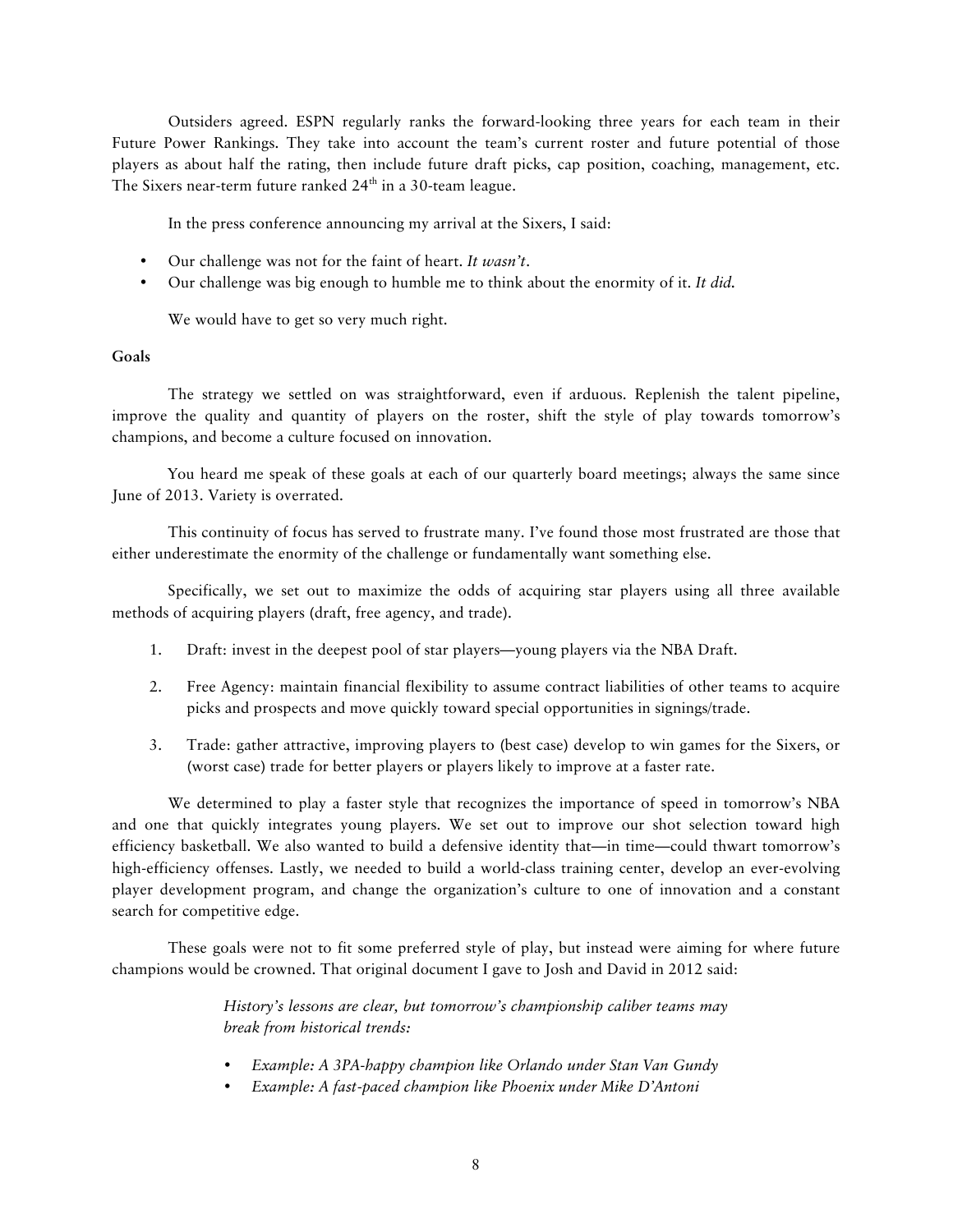Outsiders agreed. ESPN regularly ranks the forward-looking three years for each team in their Future Power Rankings. They take into account the team's current roster and future potential of those players as about half the rating, then include future draft picks, cap position, coaching, management, etc. The Sixers near-term future ranked 24th in a 30-team league.

In the press conference announcing my arrival at the Sixers, I said:

- Our challenge was not for the faint of heart. *It wasn't*.
- Our challenge was big enough to humble me to think about the enormity of it. *It did.*

We would have to get so very much right.

**Goals**

The strategy we settled on was straightforward, even if arduous. Replenish the talent pipeline, improve the quality and quantity of players on the roster, shift the style of play towards tomorrow's champions, and become a culture focused on innovation.

You heard me speak of these goals at each of our quarterly board meetings; always the same since June of 2013. Variety is overrated.

This continuity of focus has served to frustrate many. I've found those most frustrated are those that either underestimate the enormity of the challenge or fundamentally want something else.

Specifically, we set out to maximize the odds of acquiring star players using all three available methods of acquiring players (draft, free agency, and trade).

1. Draft: invest in the deepest pool of star players—young players via the NBA Draft.
2. Free Agency: maintain financial flexibility to assume contract liabilities of other teams to acquire picks and prospects and move quickly toward special opportunities in signings/trade.
3. Trade: gather attractive, improving players to (best case) develop to win games for the Sixers, or (worst case) trade for better players or players likely to improve at a faster rate.

We determined to play a faster style that recognizes the importance of speed in tomorrow's NBA and one that quickly integrates young players. We set out to improve our shot selection toward high efficiency basketball. We also wanted to build a defensive identity that—in time—could thwart tomorrow's high-efficiency offenses. Lastly, we needed to build a world-class training center, develop an ever-evolving player development program, and change the organization's culture to one of innovation and a constant search for competitive edge.

These goals were not to fit some preferred style of play, but instead were aiming for where future champions would be crowned. That original document I gave to Josh and David in 2012 said:

> *History's lessons are clear, but tomorrow's championship caliber teams may break from historical trends:*
>
> - *Example: A 3PA-happy champion like Orlando under Stan Van Gundy*
> - *Example: A fast-paced champion like Phoenix under Mike D'Antoni*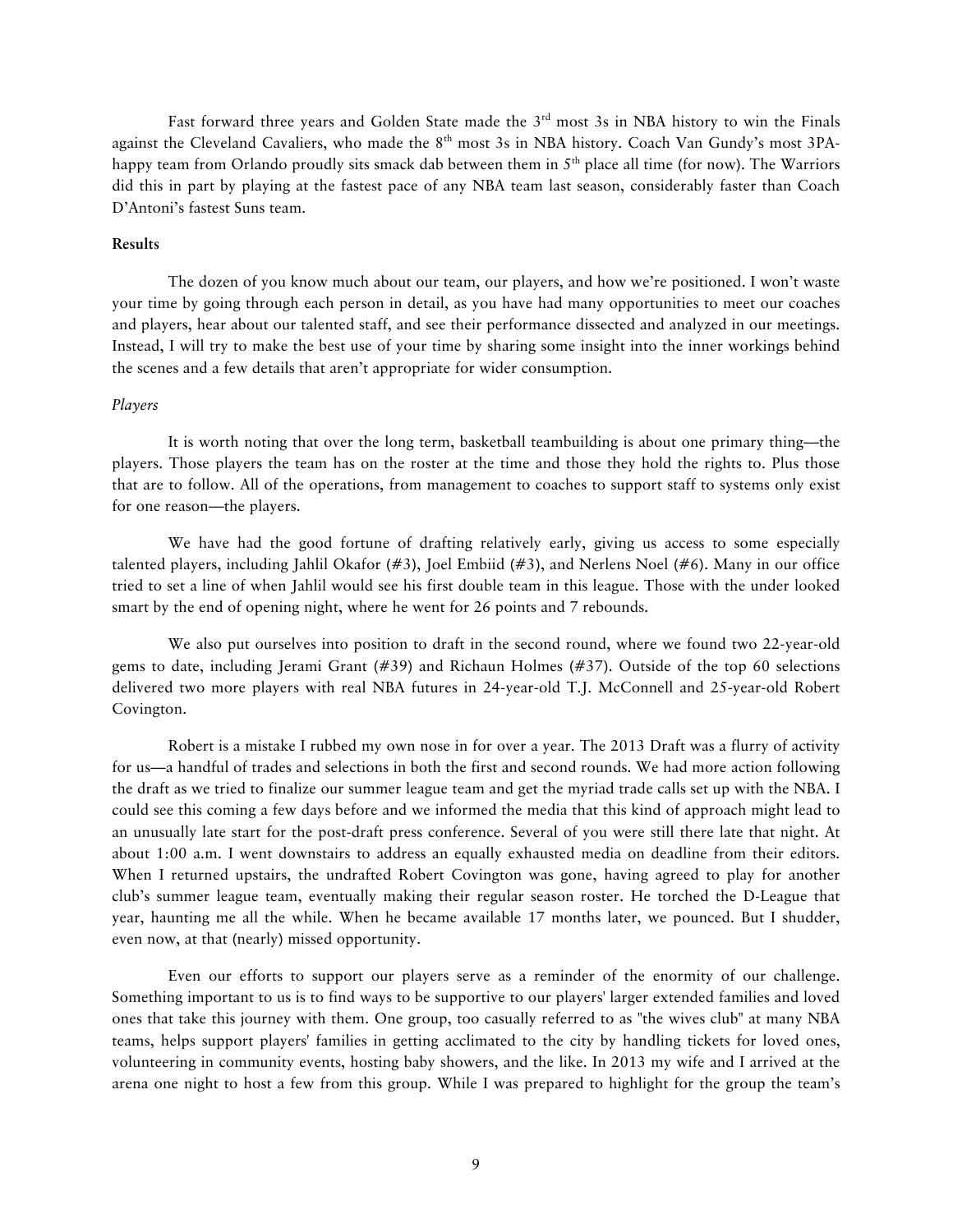Fast forward three years and Golden State made the 3rd most 3s in NBA history to win the Finals against the Cleveland Cavaliers, who made the 8th most 3s in NBA history. Coach Van Gundy's most 3PA-happy team from Orlando proudly sits smack dab between them in 5th place all time (for now). The Warriors did this in part by playing at the fastest pace of any NBA team last season, considerably faster than Coach D'Antoni's fastest Suns team.

**Results**

The dozen of you know much about our team, our players, and how we're positioned. I won't waste your time by going through each person in detail, as you have had many opportunities to meet our coaches and players, hear about our talented staff, and see their performance dissected and analyzed in our meetings. Instead, I will try to make the best use of your time by sharing some insight into the inner workings behind the scenes and a few details that aren't appropriate for wider consumption.

*Players*

It is worth noting that over the long term, basketball teambuilding is about one primary thing—the players. Those players the team has on the roster at the time and those they hold the rights to. Plus those that are to follow. All of the operations, from management to coaches to support staff to systems only exist for one reason—the players.

We have had the good fortune of drafting relatively early, giving us access to some especially talented players, including Jahlil Okafor (#3), Joel Embiid (#3), and Nerlens Noel (#6). Many in our office tried to set a line of when Jahlil would see his first double team in this league. Those with the under looked smart by the end of opening night, where he went for 26 points and 7 rebounds.

We also put ourselves into position to draft in the second round, where we found two 22-year-old gems to date, including Jerami Grant (#39) and Richaun Holmes (#37). Outside of the top 60 selections delivered two more players with real NBA futures in 24-year-old T.J. McConnell and 25-year-old Robert Covington.

Robert is a mistake I rubbed my own nose in for over a year. The 2013 Draft was a flurry of activity for us—a handful of trades and selections in both the first and second rounds. We had more action following the draft as we tried to finalize our summer league team and get the myriad trade calls set up with the NBA. I could see this coming a few days before and we informed the media that this kind of approach might lead to an unusually late start for the post-draft press conference. Several of you were still there late that night. At about 1:00 a.m. I went downstairs to address an equally exhausted media on deadline from their editors. When I returned upstairs, the undrafted Robert Covington was gone, having agreed to play for another club's summer league team, eventually making their regular season roster. He torched the D-League that year, haunting me all the while. When he became available 17 months later, we pounced. But I shudder, even now, at that (nearly) missed opportunity.

Even our efforts to support our players serve as a reminder of the enormity of our challenge. Something important to us is to find ways to be supportive to our players' larger extended families and loved ones that take this journey with them. One group, too casually referred to as "the wives club" at many NBA teams, helps support players' families in getting acclimated to the city by handling tickets for loved ones, volunteering in community events, hosting baby showers, and the like. In 2013 my wife and I arrived at the arena one night to host a few from this group. While I was prepared to highlight for the group the team's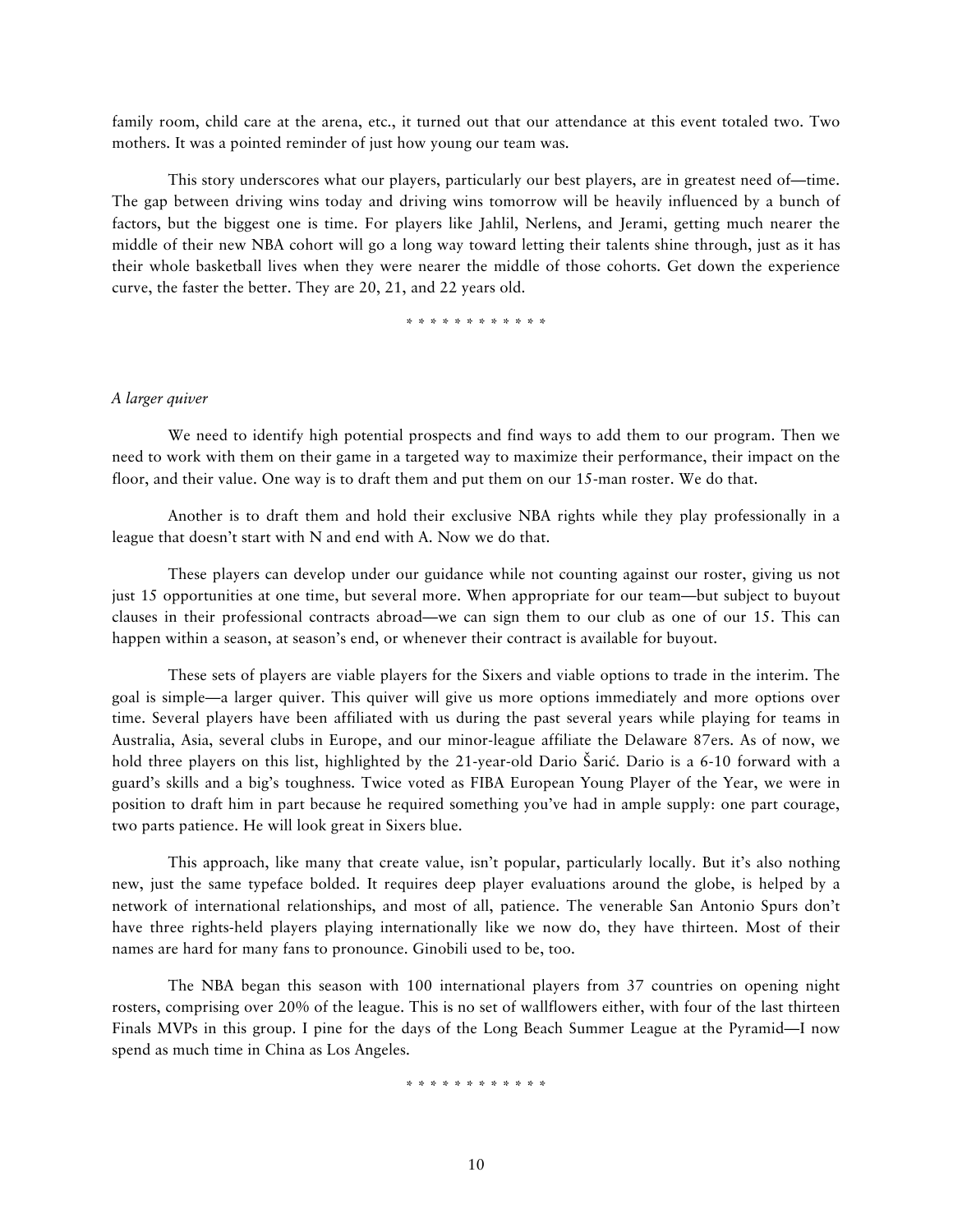family room, child care at the arena, etc., it turned out that our attendance at this event totaled two. Two mothers. It was a pointed reminder of just how young our team was.

This story underscores what our players, particularly our best players, are in greatest need of—time. The gap between driving wins today and driving wins tomorrow will be heavily influenced by a bunch of factors, but the biggest one is time. For players like Jahlil, Nerlens, and Jerami, getting much nearer the middle of their new NBA cohort will go a long way toward letting their talents shine through, just as it has their whole basketball lives when they were nearer the middle of those cohorts. Get down the experience curve, the faster the better. They are 20, 21, and 22 years old.

\* \* \* \* \* \* \* \* \* \* \* \*

*A larger quiver*

We need to identify high potential prospects and find ways to add them to our program. Then we need to work with them on their game in a targeted way to maximize their performance, their impact on the floor, and their value. One way is to draft them and put them on our 15-man roster. We do that.

Another is to draft them and hold their exclusive NBA rights while they play professionally in a league that doesn't start with N and end with A. Now we do that.

These players can develop under our guidance while not counting against our roster, giving us not just 15 opportunities at one time, but several more. When appropriate for our team—but subject to buyout clauses in their professional contracts abroad—we can sign them to our club as one of our 15. This can happen within a season, at season's end, or whenever their contract is available for buyout.

These sets of players are viable players for the Sixers and viable options to trade in the interim. The goal is simple—a larger quiver. This quiver will give us more options immediately and more options over time. Several players have been affiliated with us during the past several years while playing for teams in Australia, Asia, several clubs in Europe, and our minor-league affiliate the Delaware 87ers. As of now, we hold three players on this list, highlighted by the 21-year-old Dario Šarić. Dario is a 6-10 forward with a guard's skills and a big's toughness. Twice voted as FIBA European Young Player of the Year, we were in position to draft him in part because he required something you've had in ample supply: one part courage, two parts patience. He will look great in Sixers blue.

This approach, like many that create value, isn't popular, particularly locally. But it's also nothing new, just the same typeface bolded. It requires deep player evaluations around the globe, is helped by a network of international relationships, and most of all, patience. The venerable San Antonio Spurs don't have three rights-held players playing internationally like we now do, they have thirteen. Most of their names are hard for many fans to pronounce. Ginobili used to be, too.

The NBA began this season with 100 international players from 37 countries on opening night rosters, comprising over 20% of the league. This is no set of wallflowers either, with four of the last thirteen Finals MVPs in this group. I pine for the days of the Long Beach Summer League at the Pyramid—I now spend as much time in China as Los Angeles.

\* \* \* \* \* \* \* \* \* \* \* \*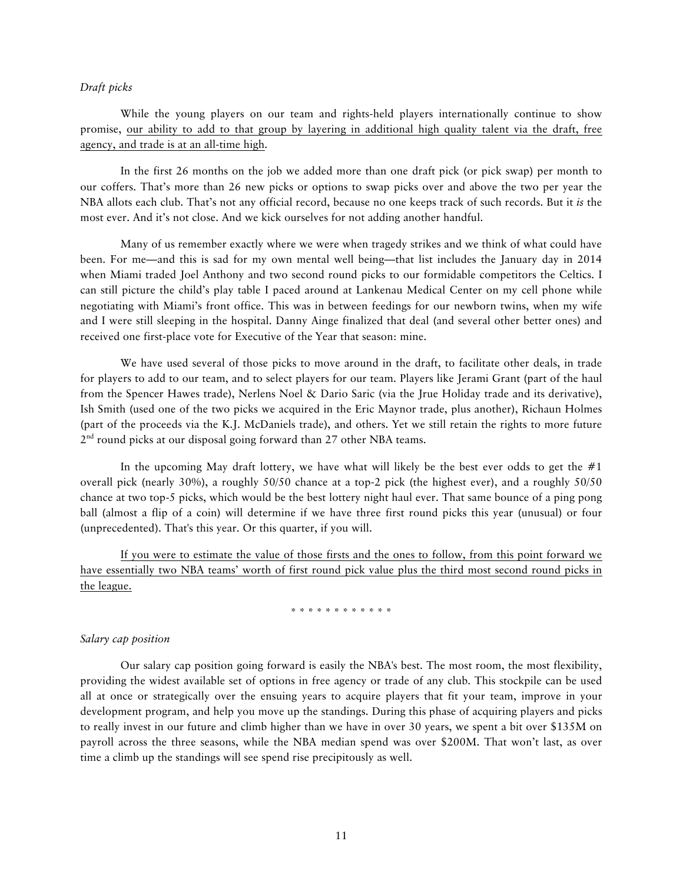*Draft picks*

While the young players on our team and rights-held players internationally continue to show promise, <u>our ability to add to that group by layering in additional high quality talent via the draft, free agency, and trade is at an all-time high</u>.

In the first 26 months on the job we added more than one draft pick (or pick swap) per month to our coffers. That's more than 26 new picks or options to swap picks over and above the two per year the NBA allots each club. That's not any official record, because no one keeps track of such records. But it *is* the most ever. And it's not close. And we kick ourselves for not adding another handful.

Many of us remember exactly where we were when tragedy strikes and we think of what could have been. For me—and this is sad for my own mental well being—that list includes the January day in 2014 when Miami traded Joel Anthony and two second round picks to our formidable competitors the Celtics. I can still picture the child's play table I paced around at Lankenau Medical Center on my cell phone while negotiating with Miami's front office. This was in between feedings for our newborn twins, when my wife and I were still sleeping in the hospital. Danny Ainge finalized that deal (and several other better ones) and received one first-place vote for Executive of the Year that season: mine.

We have used several of those picks to move around in the draft, to facilitate other deals, in trade for players to add to our team, and to select players for our team. Players like Jerami Grant (part of the haul from the Spencer Hawes trade), Nerlens Noel & Dario Saric (via the Jrue Holiday trade and its derivative), Ish Smith (used one of the two picks we acquired in the Eric Maynor trade, plus another), Richaun Holmes (part of the proceeds via the K.J. McDaniels trade), and others. Yet we still retain the rights to more future 2nd round picks at our disposal going forward than 27 other NBA teams.

In the upcoming May draft lottery, we have what will likely be the best ever odds to get the #1 overall pick (nearly 30%), a roughly 50/50 chance at a top-2 pick (the highest ever), and a roughly 50/50 chance at two top-5 picks, which would be the best lottery night haul ever. That same bounce of a ping pong ball (almost a flip of a coin) will determine if we have three first round picks this year (unusual) or four (unprecedented). That's this year. Or this quarter, if you will.

<u>If you were to estimate the value of those firsts and the ones to follow, from this point forward we have essentially two NBA teams' worth of first round pick value plus the third most second round picks in the league.</u>

\* \* \* \* \* \* \* \* \* \* \* \*

*Salary cap position*

Our salary cap position going forward is easily the NBA's best. The most room, the most flexibility, providing the widest available set of options in free agency or trade of any club. This stockpile can be used all at once or strategically over the ensuing years to acquire players that fit your team, improve in your development program, and help you move up the standings. During this phase of acquiring players and picks to really invest in our future and climb higher than we have in over 30 years, we spent a bit over $135M on payroll across the three seasons, while the NBA median spend was over $200M. That won't last, as over time a climb up the standings will see spend rise precipitously as well.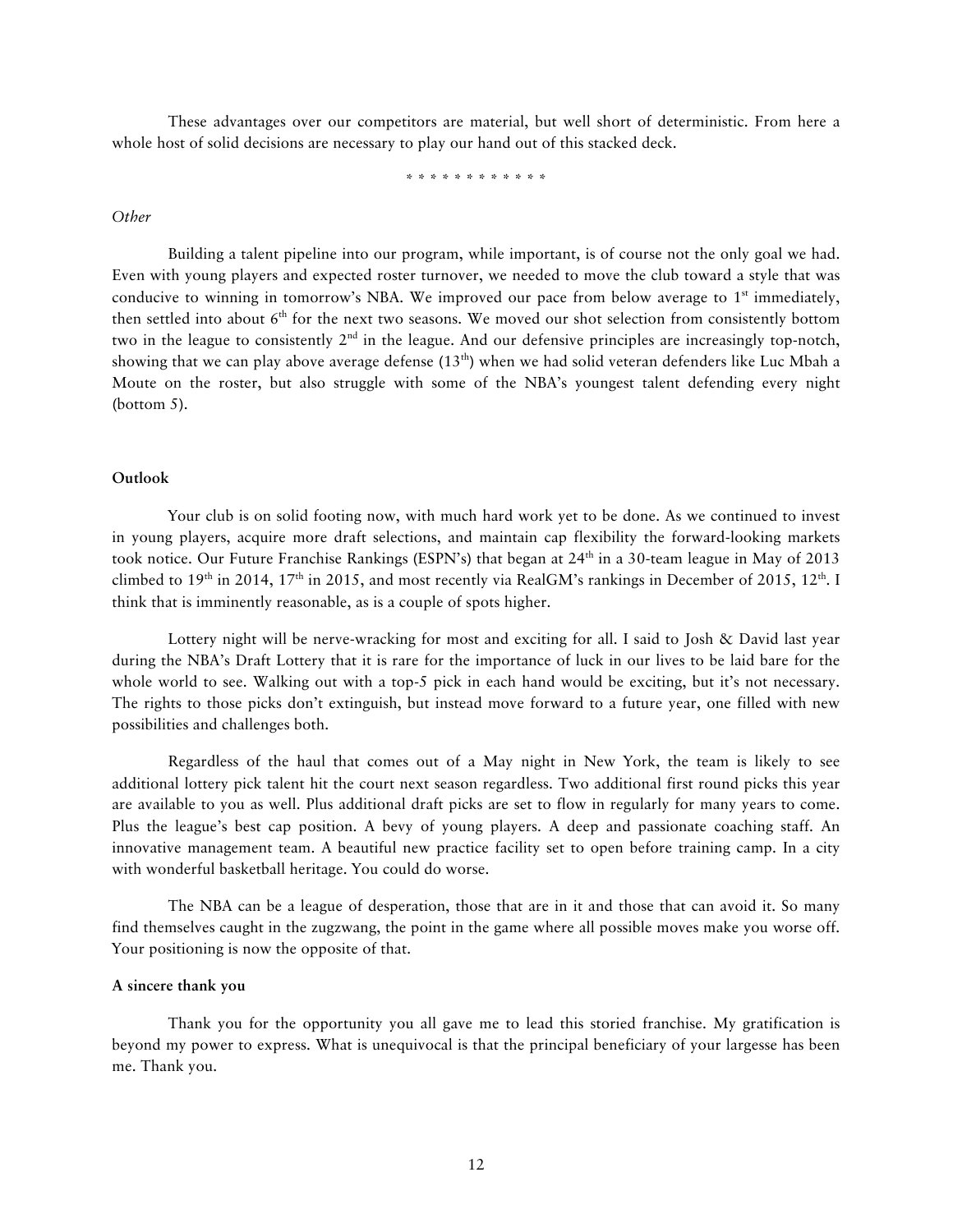These advantages over our competitors are material, but well short of deterministic. From here a whole host of solid decisions are necessary to play our hand out of this stacked deck.

* * * * * * * * * * * *

*Other*

Building a talent pipeline into our program, while important, is of course not the only goal we had. Even with young players and expected roster turnover, we needed to move the club toward a style that was conducive to winning in tomorrow's NBA. We improved our pace from below average to 1st immediately, then settled into about 6th for the next two seasons. We moved our shot selection from consistently bottom two in the league to consistently 2nd in the league. And our defensive principles are increasingly top-notch, showing that we can play above average defense (13th) when we had solid veteran defenders like Luc Mbah a Moute on the roster, but also struggle with some of the NBA's youngest talent defending every night (bottom 5).

**Outlook**

Your club is on solid footing now, with much hard work yet to be done. As we continued to invest in young players, acquire more draft selections, and maintain cap flexibility the forward-looking markets took notice. Our Future Franchise Rankings (ESPN's) that began at 24th in a 30-team league in May of 2013 climbed to 19th in 2014, 17th in 2015, and most recently via RealGM's rankings in December of 2015, 12th. I think that is imminently reasonable, as is a couple of spots higher.

Lottery night will be nerve-wracking for most and exciting for all. I said to Josh & David last year during the NBA's Draft Lottery that it is rare for the importance of luck in our lives to be laid bare for the whole world to see. Walking out with a top-5 pick in each hand would be exciting, but it's not necessary. The rights to those picks don't extinguish, but instead move forward to a future year, one filled with new possibilities and challenges both.

Regardless of the haul that comes out of a May night in New York, the team is likely to see additional lottery pick talent hit the court next season regardless. Two additional first round picks this year are available to you as well. Plus additional draft picks are set to flow in regularly for many years to come. Plus the league's best cap position. A bevy of young players. A deep and passionate coaching staff. An innovative management team. A beautiful new practice facility set to open before training camp. In a city with wonderful basketball heritage. You could do worse.

The NBA can be a league of desperation, those that are in it and those that can avoid it. So many find themselves caught in the zugzwang, the point in the game where all possible moves make you worse off. Your positioning is now the opposite of that.

**A sincere thank you**

Thank you for the opportunity you all gave me to lead this storied franchise. My gratification is beyond my power to express. What is unequivocal is that the principal beneficiary of your largesse has been me. Thank you.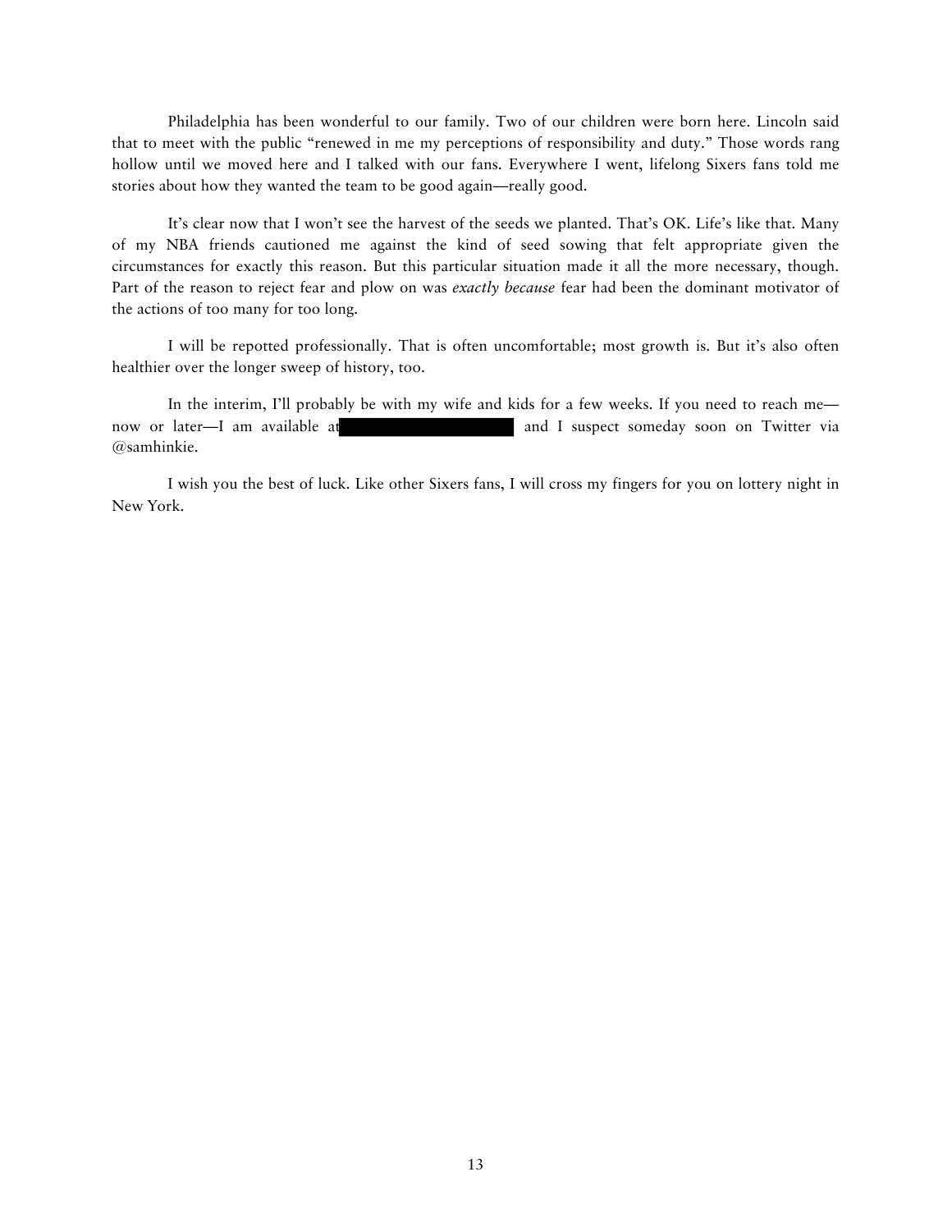Philadelphia has been wonderful to our family. Two of our children were born here. Lincoln said that to meet with the public "renewed in me my perceptions of responsibility and duty." Those words rang hollow until we moved here and I talked with our fans. Everywhere I went, lifelong Sixers fans told me stories about how they wanted the team to be good again—really good.

It's clear now that I won't see the harvest of the seeds we planted. That's OK. Life's like that. Many of my NBA friends cautioned me against the kind of seed sowing that felt appropriate given the circumstances for exactly this reason. But this particular situation made it all the more necessary, though. Part of the reason to reject fear and plow on was *exactly because* fear had been the dominant motivator of the actions of too many for too long.

I will be repotted professionally. That is often uncomfortable; most growth is. But it's also often healthier over the longer sweep of history, too.

In the interim, I'll probably be with my wife and kids for a few weeks. If you need to reach me—now or later—I am available at [redacted] and I suspect someday soon on Twitter via @samhinkie.

I wish you the best of luck. Like other Sixers fans, I will cross my fingers for you on lottery night in New York.